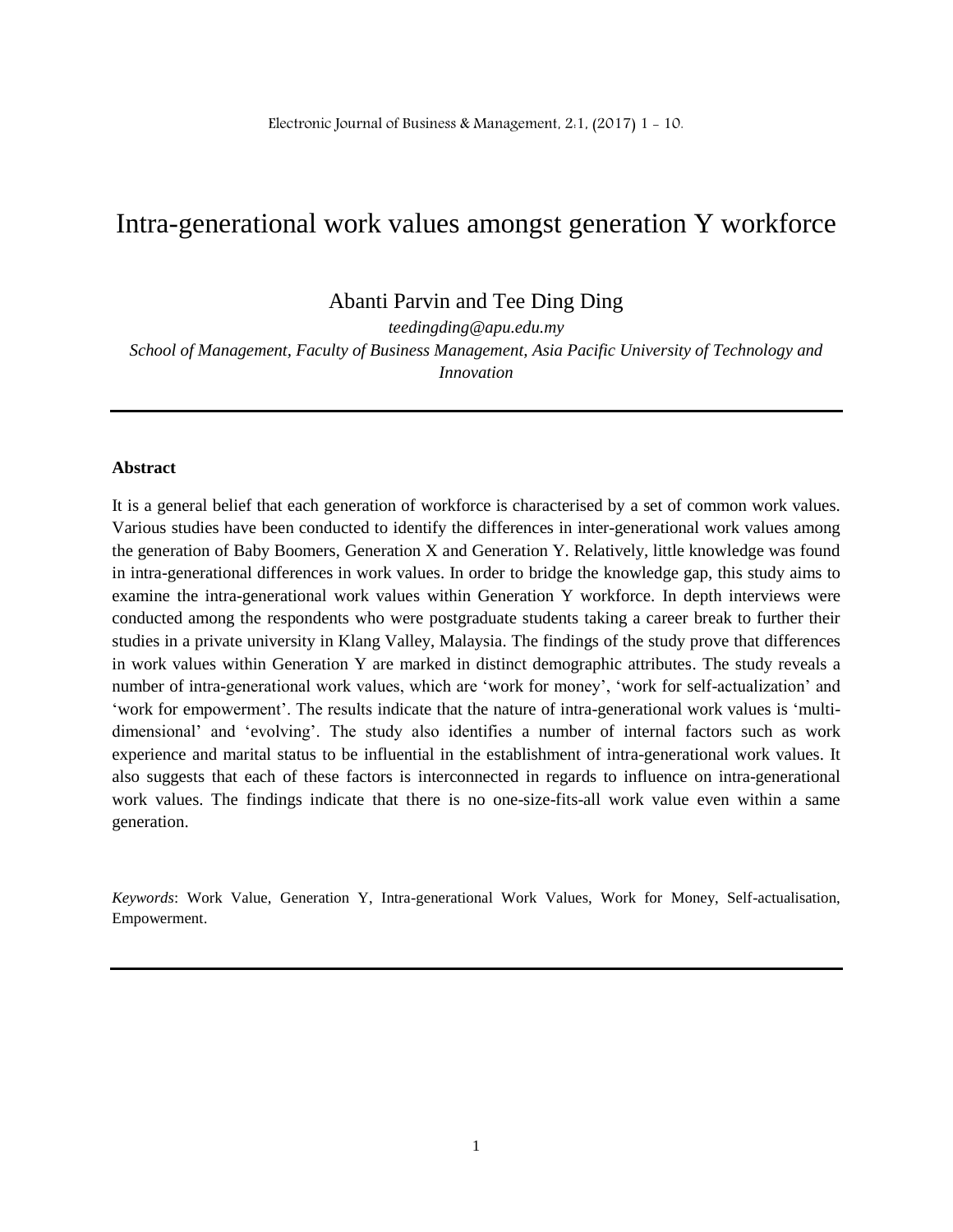# Intra-generational work values amongst generation Y workforce

Abanti Parvin and Tee Ding Ding

*teedingding@apu.edu.my*

*School of Management, Faculty of Business Management, Asia Pacific University of Technology and Innovation*

---

**Abstract**

It is a general belief that each generation of workforce is characterised by a set of common work values. Various studies have been conducted to identify the differences in inter-generational work values among the generation of Baby Boomers, Generation X and Generation Y. Relatively, little knowledge was found in intra-generational differences in work values. In order to bridge the knowledge gap, this study aims to examine the intra-generational work values within Generation Y workforce. In depth interviews were conducted among the respondents who were postgraduate students taking a career break to further their studies in a private university in Klang Valley, Malaysia. The findings of the study prove that differences in work values within Generation Y are marked in distinct demographic attributes. The study reveals a number of intra-generational work values, which are 'work for money', 'work for self-actualization' and 'work for empowerment'. The results indicate that the nature of intra-generational work values is 'multi-dimensional' and 'evolving'. The study also identifies a number of internal factors such as work experience and marital status to be influential in the establishment of intra-generational work values. It also suggests that each of these factors is interconnected in regards to influence on intra-generational work values. The findings indicate that there is no one-size-fits-all work value even within a same generation.

*Keywords*: Work Value, Generation Y, Intra-generational Work Values, Work for Money, Self-actualisation, Empowerment.

---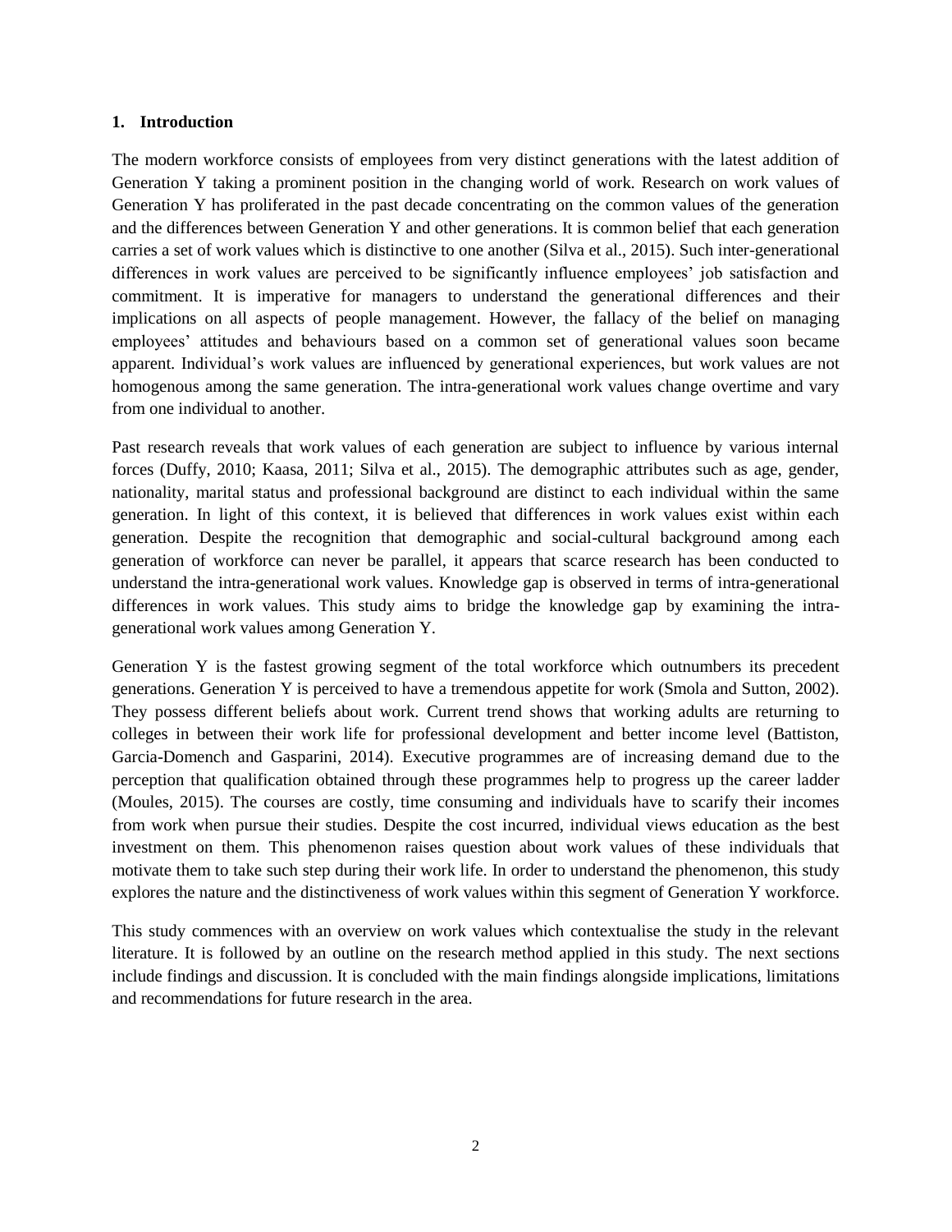## 1. Introduction

The modern workforce consists of employees from very distinct generations with the latest addition of Generation Y taking a prominent position in the changing world of work. Research on work values of Generation Y has proliferated in the past decade concentrating on the common values of the generation and the differences between Generation Y and other generations. It is common belief that each generation carries a set of work values which is distinctive to one another (Silva et al., 2015). Such inter-generational differences in work values are perceived to be significantly influence employees' job satisfaction and commitment. It is imperative for managers to understand the generational differences and their implications on all aspects of people management. However, the fallacy of the belief on managing employees' attitudes and behaviours based on a common set of generational values soon became apparent. Individual's work values are influenced by generational experiences, but work values are not homogenous among the same generation. The intra-generational work values change overtime and vary from one individual to another.

Past research reveals that work values of each generation are subject to influence by various internal forces (Duffy, 2010; Kaasa, 2011; Silva et al., 2015). The demographic attributes such as age, gender, nationality, marital status and professional background are distinct to each individual within the same generation. In light of this context, it is believed that differences in work values exist within each generation. Despite the recognition that demographic and social-cultural background among each generation of workforce can never be parallel, it appears that scarce research has been conducted to understand the intra-generational work values. Knowledge gap is observed in terms of intra-generational differences in work values. This study aims to bridge the knowledge gap by examining the intra-generational work values among Generation Y.

Generation Y is the fastest growing segment of the total workforce which outnumbers its precedent generations. Generation Y is perceived to have a tremendous appetite for work (Smola and Sutton, 2002). They possess different beliefs about work. Current trend shows that working adults are returning to colleges in between their work life for professional development and better income level (Battiston, Garcia-Domench and Gasparini, 2014). Executive programmes are of increasing demand due to the perception that qualification obtained through these programmes help to progress up the career ladder (Moules, 2015). The courses are costly, time consuming and individuals have to scarify their incomes from work when pursue their studies. Despite the cost incurred, individual views education as the best investment on them. This phenomenon raises question about work values of these individuals that motivate them to take such step during their work life. In order to understand the phenomenon, this study explores the nature and the distinctiveness of work values within this segment of Generation Y workforce.

This study commences with an overview on work values which contextualise the study in the relevant literature. It is followed by an outline on the research method applied in this study. The next sections include findings and discussion. It is concluded with the main findings alongside implications, limitations and recommendations for future research in the area.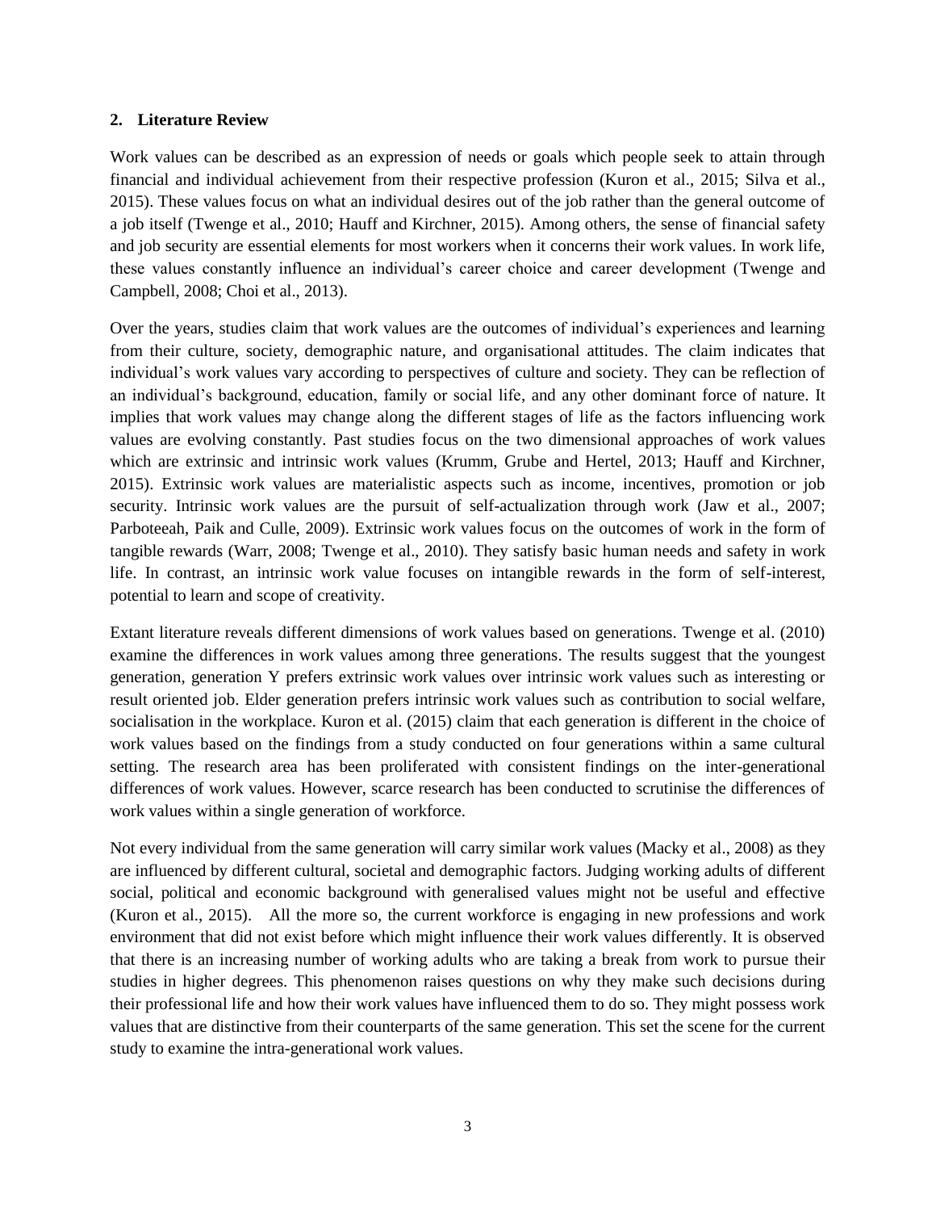## 2. Literature Review

Work values can be described as an expression of needs or goals which people seek to attain through financial and individual achievement from their respective profession (Kuron et al., 2015; Silva et al., 2015). These values focus on what an individual desires out of the job rather than the general outcome of a job itself (Twenge et al., 2010; Hauff and Kirchner, 2015). Among others, the sense of financial safety and job security are essential elements for most workers when it concerns their work values. In work life, these values constantly influence an individual's career choice and career development (Twenge and Campbell, 2008; Choi et al., 2013).

Over the years, studies claim that work values are the outcomes of individual's experiences and learning from their culture, society, demographic nature, and organisational attitudes. The claim indicates that individual's work values vary according to perspectives of culture and society. They can be reflection of an individual's background, education, family or social life, and any other dominant force of nature. It implies that work values may change along the different stages of life as the factors influencing work values are evolving constantly. Past studies focus on the two dimensional approaches of work values which are extrinsic and intrinsic work values (Krumm, Grube and Hertel, 2013; Hauff and Kirchner, 2015). Extrinsic work values are materialistic aspects such as income, incentives, promotion or job security. Intrinsic work values are the pursuit of self-actualization through work (Jaw et al., 2007; Parboteeah, Paik and Culle, 2009). Extrinsic work values focus on the outcomes of work in the form of tangible rewards (Warr, 2008; Twenge et al., 2010). They satisfy basic human needs and safety in work life. In contrast, an intrinsic work value focuses on intangible rewards in the form of self-interest, potential to learn and scope of creativity.

Extant literature reveals different dimensions of work values based on generations. Twenge et al. (2010) examine the differences in work values among three generations. The results suggest that the youngest generation, generation Y prefers extrinsic work values over intrinsic work values such as interesting or result oriented job. Elder generation prefers intrinsic work values such as contribution to social welfare, socialisation in the workplace. Kuron et al. (2015) claim that each generation is different in the choice of work values based on the findings from a study conducted on four generations within a same cultural setting. The research area has been proliferated with consistent findings on the inter-generational differences of work values. However, scarce research has been conducted to scrutinise the differences of work values within a single generation of workforce.

Not every individual from the same generation will carry similar work values (Macky et al., 2008) as they are influenced by different cultural, societal and demographic factors. Judging working adults of different social, political and economic background with generalised values might not be useful and effective (Kuron et al., 2015). All the more so, the current workforce is engaging in new professions and work environment that did not exist before which might influence their work values differently. It is observed that there is an increasing number of working adults who are taking a break from work to pursue their studies in higher degrees. This phenomenon raises questions on why they make such decisions during their professional life and how their work values have influenced them to do so. They might possess work values that are distinctive from their counterparts of the same generation. This set the scene for the current study to examine the intra-generational work values.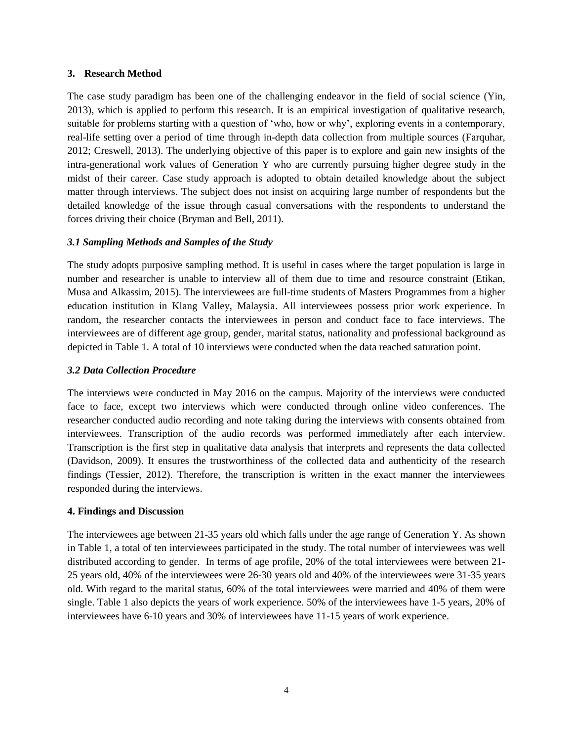## 3. Research Method

The case study paradigm has been one of the challenging endeavor in the field of social science (Yin, 2013), which is applied to perform this research. It is an empirical investigation of qualitative research, suitable for problems starting with a question of 'who, how or why', exploring events in a contemporary, real-life setting over a period of time through in-depth data collection from multiple sources (Farquhar, 2012; Creswell, 2013). The underlying objective of this paper is to explore and gain new insights of the intra-generational work values of Generation Y who are currently pursuing higher degree study in the midst of their career. Case study approach is adopted to obtain detailed knowledge about the subject matter through interviews. The subject does not insist on acquiring large number of respondents but the detailed knowledge of the issue through casual conversations with the respondents to understand the forces driving their choice (Bryman and Bell, 2011).

### *3.1 Sampling Methods and Samples of the Study*

The study adopts purposive sampling method. It is useful in cases where the target population is large in number and researcher is unable to interview all of them due to time and resource constraint (Etikan, Musa and Alkassim, 2015). The interviewees are full-time students of Masters Programmes from a higher education institution in Klang Valley, Malaysia. All interviewees possess prior work experience. In random, the researcher contacts the interviewees in person and conduct face to face interviews. The interviewees are of different age group, gender, marital status, nationality and professional background as depicted in Table 1. A total of 10 interviews were conducted when the data reached saturation point.

### *3.2 Data Collection Procedure*

The interviews were conducted in May 2016 on the campus. Majority of the interviews were conducted face to face, except two interviews which were conducted through online video conferences. The researcher conducted audio recording and note taking during the interviews with consents obtained from interviewees. Transcription of the audio records was performed immediately after each interview. Transcription is the first step in qualitative data analysis that interprets and represents the data collected (Davidson, 2009). It ensures the trustworthiness of the collected data and authenticity of the research findings (Tessier, 2012). Therefore, the transcription is written in the exact manner the interviewees responded during the interviews.

## 4. Findings and Discussion

The interviewees age between 21-35 years old which falls under the age range of Generation Y. As shown in Table 1, a total of ten interviewees participated in the study. The total number of interviewees was well distributed according to gender. In terms of age profile, 20% of the total interviewees were between 21-25 years old, 40% of the interviewees were 26-30 years old and 40% of the interviewees were 31-35 years old. With regard to the marital status, 60% of the total interviewees were married and 40% of them were single. Table 1 also depicts the years of work experience. 50% of the interviewees have 1-5 years, 20% of interviewees have 6-10 years and 30% of interviewees have 11-15 years of work experience.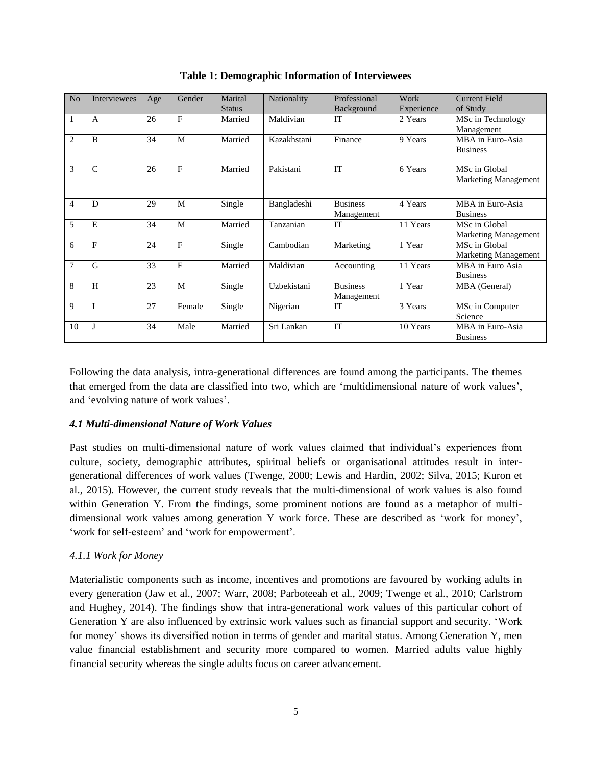**Table 1: Demographic Information of Interviewees**

| No | Interviewees | Age | Gender | Marital Status | Nationality | Professional Background | Work Experience | Current Field of Study |
|---|---|---|---|---|---|---|---|---|
| 1 | A | 26 | F | Married | Maldivian | IT | 2 Years | MSc in Technology Management |
| 2 | B | 34 | M | Married | Kazakhstani | Finance | 9 Years | MBA in Euro-Asia Business |
| 3 | C | 26 | F | Married | Pakistani | IT | 6 Years | MSc in Global Marketing Management |
| 4 | D | 29 | M | Single | Bangladeshi | Business Management | 4 Years | MBA in Euro-Asia Business |
| 5 | E | 34 | M | Married | Tanzanian | IT | 11 Years | MSc in Global Marketing Management |
| 6 | F | 24 | F | Single | Cambodian | Marketing | 1 Year | MSc in Global Marketing Management |
| 7 | G | 33 | F | Married | Maldivian | Accounting | 11 Years | MBA in Euro Asia Business |
| 8 | H | 23 | M | Single | Uzbekistani | Business Management | 1 Year | MBA (General) |
| 9 | I | 27 | Female | Single | Nigerian | IT | 3 Years | MSc in Computer Science |
| 10 | J | 34 | Male | Married | Sri Lankan | IT | 10 Years | MBA in Euro-Asia Business |

Following the data analysis, intra-generational differences are found among the participants. The themes that emerged from the data are classified into two, which are 'multidimensional nature of work values', and 'evolving nature of work values'.

### *4.1 Multi-dimensional Nature of Work Values*

Past studies on multi-dimensional nature of work values claimed that individual's experiences from culture, society, demographic attributes, spiritual beliefs or organisational attitudes result in inter-generational differences of work values (Twenge, 2000; Lewis and Hardin, 2002; Silva, 2015; Kuron et al., 2015). However, the current study reveals that the multi-dimensional of work values is also found within Generation Y. From the findings, some prominent notions are found as a metaphor of multi-dimensional work values among generation Y work force. These are described as 'work for money', 'work for self-esteem' and 'work for empowerment'.

#### *4.1.1 Work for Money*

Materialistic components such as income, incentives and promotions are favoured by working adults in every generation (Jaw et al., 2007; Warr, 2008; Parboteeah et al., 2009; Twenge et al., 2010; Carlstrom and Hughey, 2014). The findings show that intra-generational work values of this particular cohort of Generation Y are also influenced by extrinsic work values such as financial support and security. 'Work for money' shows its diversified notion in terms of gender and marital status. Among Generation Y, men value financial establishment and security more compared to women. Married adults value highly financial security whereas the single adults focus on career advancement.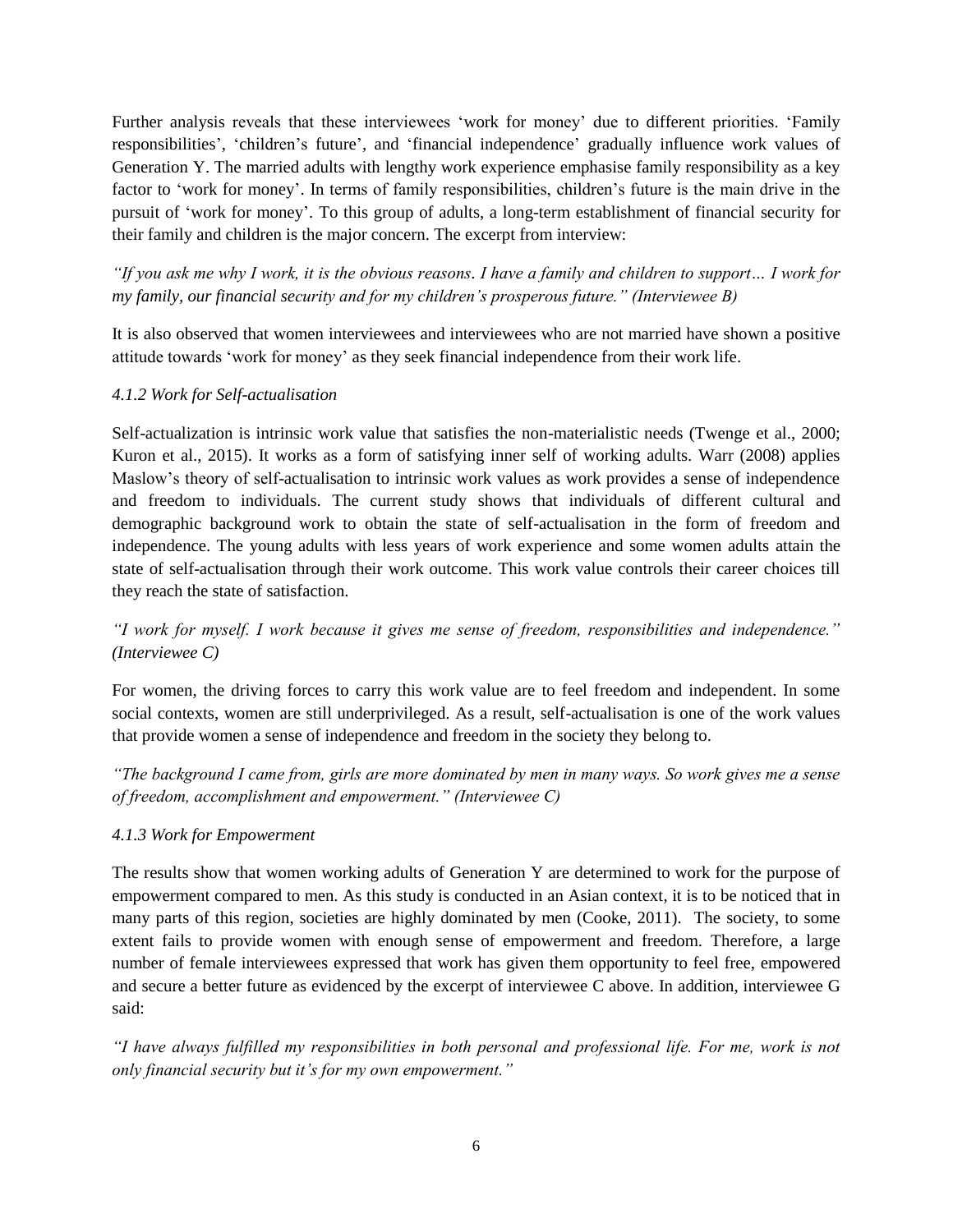Further analysis reveals that these interviewees 'work for money' due to different priorities. 'Family responsibilities', 'children's future', and 'financial independence' gradually influence work values of Generation Y. The married adults with lengthy work experience emphasise family responsibility as a key factor to 'work for money'. In terms of family responsibilities, children's future is the main drive in the pursuit of 'work for money'. To this group of adults, a long-term establishment of financial security for their family and children is the major concern. The excerpt from interview:

*"If you ask me why I work, it is the obvious reasons. I have a family and children to support… I work for my family, our financial security and for my children's prosperous future." (Interviewee B)*

It is also observed that women interviewees and interviewees who are not married have shown a positive attitude towards 'work for money' as they seek financial independence from their work life.

### *4.1.2 Work for Self-actualisation*

Self-actualization is intrinsic work value that satisfies the non-materialistic needs (Twenge et al., 2000; Kuron et al., 2015). It works as a form of satisfying inner self of working adults. Warr (2008) applies Maslow's theory of self-actualisation to intrinsic work values as work provides a sense of independence and freedom to individuals. The current study shows that individuals of different cultural and demographic background work to obtain the state of self-actualisation in the form of freedom and independence. The young adults with less years of work experience and some women adults attain the state of self-actualisation through their work outcome. This work value controls their career choices till they reach the state of satisfaction.

*"I work for myself. I work because it gives me sense of freedom, responsibilities and independence." (Interviewee C)*

For women, the driving forces to carry this work value are to feel freedom and independent. In some social contexts, women are still underprivileged. As a result, self-actualisation is one of the work values that provide women a sense of independence and freedom in the society they belong to.

*"The background I came from, girls are more dominated by men in many ways. So work gives me a sense of freedom, accomplishment and empowerment." (Interviewee C)*

### *4.1.3 Work for Empowerment*

The results show that women working adults of Generation Y are determined to work for the purpose of empowerment compared to men. As this study is conducted in an Asian context, it is to be noticed that in many parts of this region, societies are highly dominated by men (Cooke, 2011). The society, to some extent fails to provide women with enough sense of empowerment and freedom. Therefore, a large number of female interviewees expressed that work has given them opportunity to feel free, empowered and secure a better future as evidenced by the excerpt of interviewee C above. In addition, interviewee G said:

*"I have always fulfilled my responsibilities in both personal and professional life. For me, work is not only financial security but it's for my own empowerment."*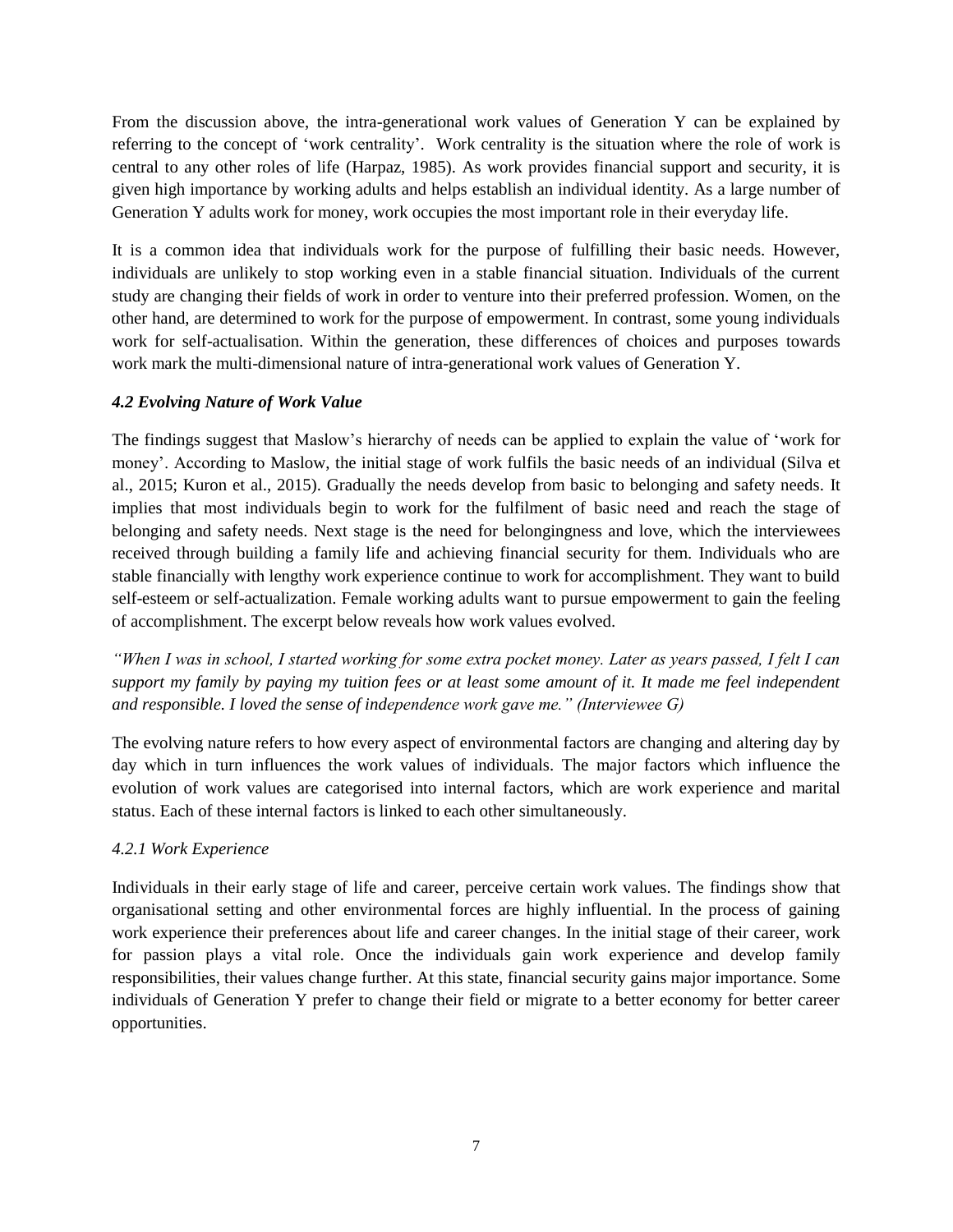From the discussion above, the intra-generational work values of Generation Y can be explained by referring to the concept of 'work centrality'. Work centrality is the situation where the role of work is central to any other roles of life (Harpaz, 1985). As work provides financial support and security, it is given high importance by working adults and helps establish an individual identity. As a large number of Generation Y adults work for money, work occupies the most important role in their everyday life.

It is a common idea that individuals work for the purpose of fulfilling their basic needs. However, individuals are unlikely to stop working even in a stable financial situation. Individuals of the current study are changing their fields of work in order to venture into their preferred profession. Women, on the other hand, are determined to work for the purpose of empowerment. In contrast, some young individuals work for self-actualisation. Within the generation, these differences of choices and purposes towards work mark the multi-dimensional nature of intra-generational work values of Generation Y.

### *4.2 Evolving Nature of Work Value*

The findings suggest that Maslow's hierarchy of needs can be applied to explain the value of 'work for money'. According to Maslow, the initial stage of work fulfils the basic needs of an individual (Silva et al., 2015; Kuron et al., 2015). Gradually the needs develop from basic to belonging and safety needs. It implies that most individuals begin to work for the fulfilment of basic need and reach the stage of belonging and safety needs. Next stage is the need for belongingness and love, which the interviewees received through building a family life and achieving financial security for them. Individuals who are stable financially with lengthy work experience continue to work for accomplishment. They want to build self-esteem or self-actualization. Female working adults want to pursue empowerment to gain the feeling of accomplishment. The excerpt below reveals how work values evolved.

*"When I was in school, I started working for some extra pocket money. Later as years passed, I felt I can support my family by paying my tuition fees or at least some amount of it. It made me feel independent and responsible. I loved the sense of independence work gave me." (Interviewee G)*

The evolving nature refers to how every aspect of environmental factors are changing and altering day by day which in turn influences the work values of individuals. The major factors which influence the evolution of work values are categorised into internal factors, which are work experience and marital status. Each of these internal factors is linked to each other simultaneously.

#### *4.2.1 Work Experience*

Individuals in their early stage of life and career, perceive certain work values. The findings show that organisational setting and other environmental forces are highly influential. In the process of gaining work experience their preferences about life and career changes. In the initial stage of their career, work for passion plays a vital role. Once the individuals gain work experience and develop family responsibilities, their values change further. At this state, financial security gains major importance. Some individuals of Generation Y prefer to change their field or migrate to a better economy for better career opportunities.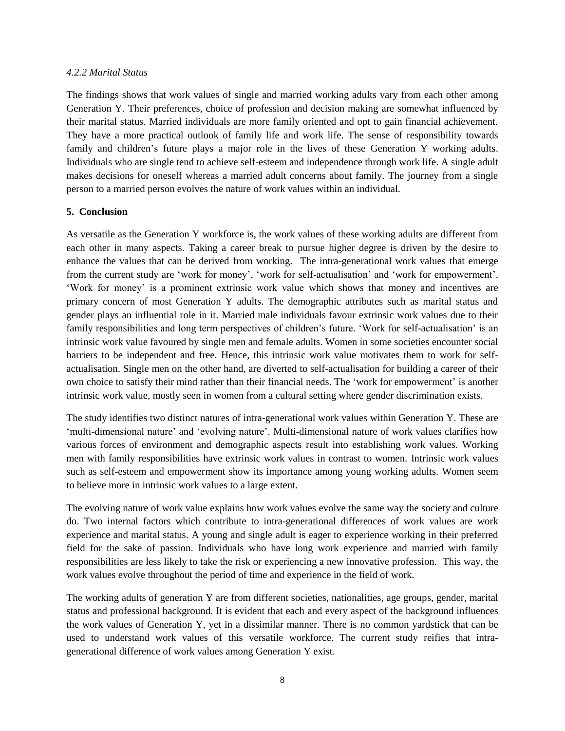*4.2.2 Marital Status*

The findings shows that work values of single and married working adults vary from each other among Generation Y. Their preferences, choice of profession and decision making are somewhat influenced by their marital status. Married individuals are more family oriented and opt to gain financial achievement. They have a more practical outlook of family life and work life. The sense of responsibility towards family and children's future plays a major role in the lives of these Generation Y working adults. Individuals who are single tend to achieve self-esteem and independence through work life. A single adult makes decisions for oneself whereas a married adult concerns about family. The journey from a single person to a married person evolves the nature of work values within an individual.

## 5. Conclusion

As versatile as the Generation Y workforce is, the work values of these working adults are different from each other in many aspects. Taking a career break to pursue higher degree is driven by the desire to enhance the values that can be derived from working. The intra-generational work values that emerge from the current study are 'work for money', 'work for self-actualisation' and 'work for empowerment'. 'Work for money' is a prominent extrinsic work value which shows that money and incentives are primary concern of most Generation Y adults. The demographic attributes such as marital status and gender plays an influential role in it. Married male individuals favour extrinsic work values due to their family responsibilities and long term perspectives of children's future. 'Work for self-actualisation' is an intrinsic work value favoured by single men and female adults. Women in some societies encounter social barriers to be independent and free. Hence, this intrinsic work value motivates them to work for self-actualisation. Single men on the other hand, are diverted to self-actualisation for building a career of their own choice to satisfy their mind rather than their financial needs. The 'work for empowerment' is another intrinsic work value, mostly seen in women from a cultural setting where gender discrimination exists.

The study identifies two distinct natures of intra-generational work values within Generation Y. These are 'multi-dimensional nature' and 'evolving nature'. Multi-dimensional nature of work values clarifies how various forces of environment and demographic aspects result into establishing work values. Working men with family responsibilities have extrinsic work values in contrast to women. Intrinsic work values such as self-esteem and empowerment show its importance among young working adults. Women seem to believe more in intrinsic work values to a large extent.

The evolving nature of work value explains how work values evolve the same way the society and culture do. Two internal factors which contribute to intra-generational differences of work values are work experience and marital status. A young and single adult is eager to experience working in their preferred field for the sake of passion. Individuals who have long work experience and married with family responsibilities are less likely to take the risk or experiencing a new innovative profession. This way, the work values evolve throughout the period of time and experience in the field of work.

The working adults of generation Y are from different societies, nationalities, age groups, gender, marital status and professional background. It is evident that each and every aspect of the background influences the work values of Generation Y, yet in a dissimilar manner. There is no common yardstick that can be used to understand work values of this versatile workforce. The current study reifies that intra-generational difference of work values among Generation Y exist.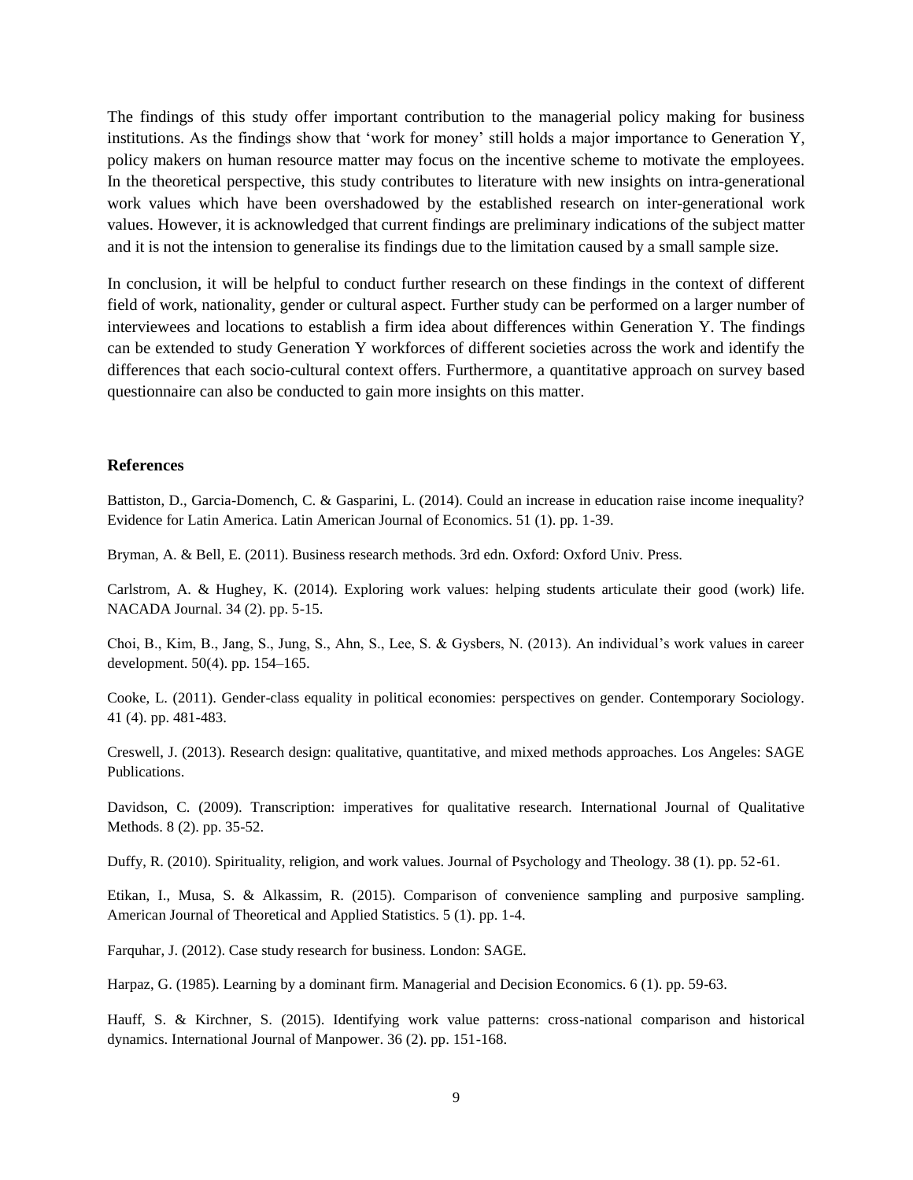The findings of this study offer important contribution to the managerial policy making for business institutions. As the findings show that 'work for money' still holds a major importance to Generation Y, policy makers on human resource matter may focus on the incentive scheme to motivate the employees. In the theoretical perspective, this study contributes to literature with new insights on intra-generational work values which have been overshadowed by the established research on inter-generational work values. However, it is acknowledged that current findings are preliminary indications of the subject matter and it is not the intension to generalise its findings due to the limitation caused by a small sample size.

In conclusion, it will be helpful to conduct further research on these findings in the context of different field of work, nationality, gender or cultural aspect. Further study can be performed on a larger number of interviewees and locations to establish a firm idea about differences within Generation Y. The findings can be extended to study Generation Y workforces of different societies across the work and identify the differences that each socio-cultural context offers. Furthermore, a quantitative approach on survey based questionnaire can also be conducted to gain more insights on this matter.

## References

Battiston, D., Garcia-Domench, C. & Gasparini, L. (2014). Could an increase in education raise income inequality? Evidence for Latin America. Latin American Journal of Economics. 51 (1). pp. 1-39.

Bryman, A. & Bell, E. (2011). Business research methods. 3rd edn. Oxford: Oxford Univ. Press.

Carlstrom, A. & Hughey, K. (2014). Exploring work values: helping students articulate their good (work) life. NACADA Journal. 34 (2). pp. 5-15.

Choi, B., Kim, B., Jang, S., Jung, S., Ahn, S., Lee, S. & Gysbers, N. (2013). An individual's work values in career development. 50(4). pp. 154–165.

Cooke, L. (2011). Gender-class equality in political economies: perspectives on gender. Contemporary Sociology. 41 (4). pp. 481-483.

Creswell, J. (2013). Research design: qualitative, quantitative, and mixed methods approaches. Los Angeles: SAGE Publications.

Davidson, C. (2009). Transcription: imperatives for qualitative research. International Journal of Qualitative Methods. 8 (2). pp. 35-52.

Duffy, R. (2010). Spirituality, religion, and work values. Journal of Psychology and Theology. 38 (1). pp. 52-61.

Etikan, I., Musa, S. & Alkassim, R. (2015). Comparison of convenience sampling and purposive sampling. American Journal of Theoretical and Applied Statistics. 5 (1). pp. 1-4.

Farquhar, J. (2012). Case study research for business. London: SAGE.

Harpaz, G. (1985). Learning by a dominant firm. Managerial and Decision Economics. 6 (1). pp. 59-63.

Hauff, S. & Kirchner, S. (2015). Identifying work value patterns: cross-national comparison and historical dynamics. International Journal of Manpower. 36 (2). pp. 151-168.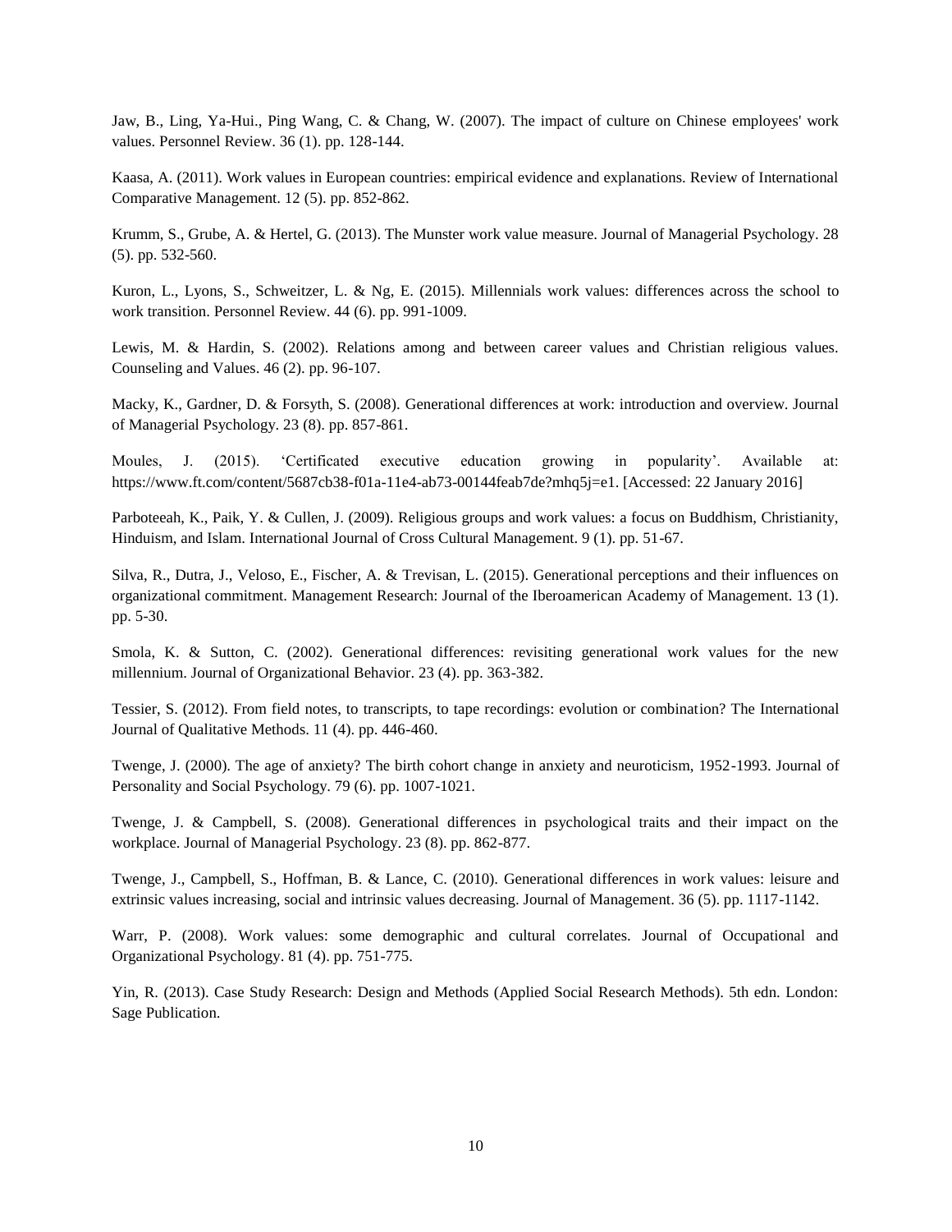Jaw, B., Ling, Ya-Hui., Ping Wang, C. & Chang, W. (2007). The impact of culture on Chinese employees' work values. Personnel Review. 36 (1). pp. 128-144.

Kaasa, A. (2011). Work values in European countries: empirical evidence and explanations. Review of International Comparative Management. 12 (5). pp. 852-862.

Krumm, S., Grube, A. & Hertel, G. (2013). The Munster work value measure. Journal of Managerial Psychology. 28 (5). pp. 532-560.

Kuron, L., Lyons, S., Schweitzer, L. & Ng, E. (2015). Millennials work values: differences across the school to work transition. Personnel Review. 44 (6). pp. 991-1009.

Lewis, M. & Hardin, S. (2002). Relations among and between career values and Christian religious values. Counseling and Values. 46 (2). pp. 96-107.

Macky, K., Gardner, D. & Forsyth, S. (2008). Generational differences at work: introduction and overview. Journal of Managerial Psychology. 23 (8). pp. 857-861.

Moules, J. (2015). 'Certificated executive education growing in popularity'. Available at: https://www.ft.com/content/5687cb38-f01a-11e4-ab73-00144feab7de?mhq5j=e1. [Accessed: 22 January 2016]

Parboteeah, K., Paik, Y. & Cullen, J. (2009). Religious groups and work values: a focus on Buddhism, Christianity, Hinduism, and Islam. International Journal of Cross Cultural Management. 9 (1). pp. 51-67.

Silva, R., Dutra, J., Veloso, E., Fischer, A. & Trevisan, L. (2015). Generational perceptions and their influences on organizational commitment. Management Research: Journal of the Iberoamerican Academy of Management. 13 (1). pp. 5-30.

Smola, K. & Sutton, C. (2002). Generational differences: revisiting generational work values for the new millennium. Journal of Organizational Behavior. 23 (4). pp. 363-382.

Tessier, S. (2012). From field notes, to transcripts, to tape recordings: evolution or combination? The International Journal of Qualitative Methods. 11 (4). pp. 446-460.

Twenge, J. (2000). The age of anxiety? The birth cohort change in anxiety and neuroticism, 1952-1993. Journal of Personality and Social Psychology. 79 (6). pp. 1007-1021.

Twenge, J. & Campbell, S. (2008). Generational differences in psychological traits and their impact on the workplace. Journal of Managerial Psychology. 23 (8). pp. 862-877.

Twenge, J., Campbell, S., Hoffman, B. & Lance, C. (2010). Generational differences in work values: leisure and extrinsic values increasing, social and intrinsic values decreasing. Journal of Management. 36 (5). pp. 1117-1142.

Warr, P. (2008). Work values: some demographic and cultural correlates. Journal of Occupational and Organizational Psychology. 81 (4). pp. 751-775.

Yin, R. (2013). Case Study Research: Design and Methods (Applied Social Research Methods). 5th edn. London: Sage Publication.